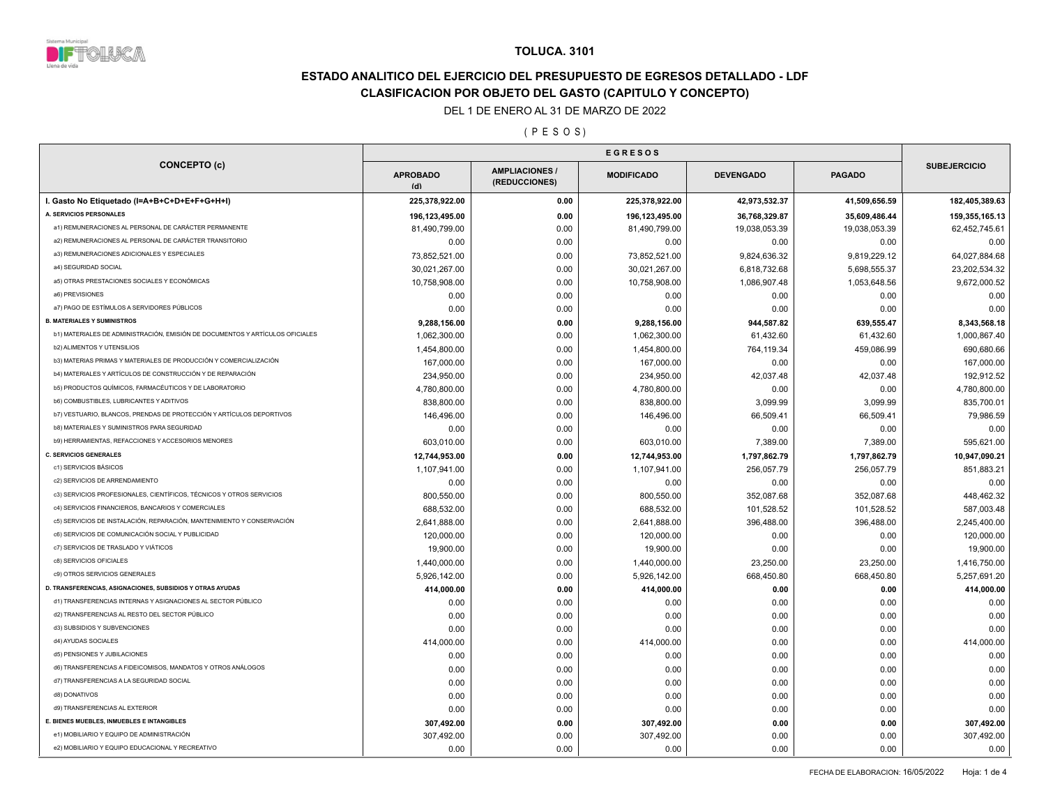## TOLUCA. 3101

## ESTADO ANALITICO DEL EJERCICIO DEL PRESUPUESTO DE EGRESOS DETALLADO - LDF

## CLASIFICACION POR OBJETO DEL GASTO (CAPITULO Y CONCEPTO)

DEL 1 DE ENERO AL 31 DE MARZO DE 2022

( P E S O S )

| CONCEPTO (c) | EGRESOS | | | | | SUBEJERCICIO |
|---|---|---|---|---|---|---|
| | APROBADO (d) | AMPLIACIONES / (REDUCCIONES) | MODIFICADO | DEVENGADO | PAGADO | |
| **I. Gasto No Etiquetado (I=A+B+C+D+E+F+G+H+I)** | **225,378,922.00** | **0.00** | **225,378,922.00** | **42,973,532.37** | **41,509,656.59** | **182,405,389.63** |
| **A. SERVICIOS PERSONALES** | **196,123,495.00** | **0.00** | **196,123,495.00** | **36,768,329.87** | **35,609,486.44** | **159,355,165.13** |
| a1) REMUNERACIONES AL PERSONAL DE CARÁCTER PERMANENTE | 81,490,799.00 | 0.00 | 81,490,799.00 | 19,038,053.39 | 19,038,053.39 | 62,452,745.61 |
| a2) REMUNERACIONES AL PERSONAL DE CARÁCTER TRANSITORIO | 0.00 | 0.00 | 0.00 | 0.00 | 0.00 | 0.00 |
| a3) REMUNERACIONES ADICIONALES Y ESPECIALES | 73,852,521.00 | 0.00 | 73,852,521.00 | 9,824,636.32 | 9,819,229.12 | 64,027,884.68 |
| a4) SEGURIDAD SOCIAL | 30,021,267.00 | 0.00 | 30,021,267.00 | 6,818,732.68 | 5,698,555.37 | 23,202,534.32 |
| a5) OTRAS PRESTACIONES SOCIALES Y ECONÓMICAS | 10,758,908.00 | 0.00 | 10,758,908.00 | 1,086,907.48 | 1,053,648.56 | 9,672,000.52 |
| a6) PREVISIONES | 0.00 | 0.00 | 0.00 | 0.00 | 0.00 | 0.00 |
| a7) PAGO DE ESTÍMULOS A SERVIDORES PÚBLICOS | 0.00 | 0.00 | 0.00 | 0.00 | 0.00 | 0.00 |
| **B. MATERIALES Y SUMINISTROS** | **9,288,156.00** | **0.00** | **9,288,156.00** | **944,587.82** | **639,555.47** | **8,343,568.18** |
| b1) MATERIALES DE ADMINISTRACIÓN, EMISIÓN DE DOCUMENTOS Y ARTÍCULOS OFICIALES | 1,062,300.00 | 0.00 | 1,062,300.00 | 61,432.60 | 61,432.60 | 1,000,867.40 |
| b2) ALIMENTOS Y UTENSILIOS | 1,454,800.00 | 0.00 | 1,454,800.00 | 764,119.34 | 459,086.99 | 690,680.66 |
| b3) MATERIAS PRIMAS Y MATERIALES DE PRODUCCIÓN Y COMERCIALIZACIÓN | 167,000.00 | 0.00 | 167,000.00 | 0.00 | 0.00 | 167,000.00 |
| b4) MATERIALES Y ARTÍCULOS DE CONSTRUCCIÓN Y DE REPARACIÓN | 234,950.00 | 0.00 | 234,950.00 | 42,037.48 | 42,037.48 | 192,912.52 |
| b5) PRODUCTOS QUÍMICOS, FARMACÉUTICOS Y DE LABORATORIO | 4,780,800.00 | 0.00 | 4,780,800.00 | 0.00 | 0.00 | 4,780,800.00 |
| b6) COMBUSTIBLES, LUBRICANTES Y ADITIVOS | 838,800.00 | 0.00 | 838,800.00 | 3,099.99 | 3,099.99 | 835,700.01 |
| b7) VESTUARIO, BLANCOS, PRENDAS DE PROTECCIÓN Y ARTÍCULOS DEPORTIVOS | 146,496.00 | 0.00 | 146,496.00 | 66,509.41 | 66,509.41 | 79,986.59 |
| b8) MATERIALES Y SUMINISTROS PARA SEGURIDAD | 0.00 | 0.00 | 0.00 | 0.00 | 0.00 | 0.00 |
| b9) HERRAMIENTAS, REFACCIONES Y ACCESORIOS MENORES | 603,010.00 | 0.00 | 603,010.00 | 7,389.00 | 7,389.00 | 595,621.00 |
| **C. SERVICIOS GENERALES** | **12,744,953.00** | **0.00** | **12,744,953.00** | **1,797,862.79** | **1,797,862.79** | **10,947,090.21** |
| c1) SERVICIOS BÁSICOS | 1,107,941.00 | 0.00 | 1,107,941.00 | 256,057.79 | 256,057.79 | 851,883.21 |
| c2) SERVICIOS DE ARRENDAMIENTO | 0.00 | 0.00 | 0.00 | 0.00 | 0.00 | 0.00 |
| c3) SERVICIOS PROFESIONALES, CIENTÍFICOS, TÉCNICOS Y OTROS SERVICIOS | 800,550.00 | 0.00 | 800,550.00 | 352,087.68 | 352,087.68 | 448,462.32 |
| c4) SERVICIOS FINANCIEROS, BANCARIOS Y COMERCIALES | 688,532.00 | 0.00 | 688,532.00 | 101,528.52 | 101,528.52 | 587,003.48 |
| c5) SERVICIOS DE INSTALACIÓN, REPARACIÓN, MANTENIMIENTO Y CONSERVACIÓN | 2,641,888.00 | 0.00 | 2,641,888.00 | 396,488.00 | 396,488.00 | 2,245,400.00 |
| c6) SERVICIOS DE COMUNICACIÓN SOCIAL Y PUBLICIDAD | 120,000.00 | 0.00 | 120,000.00 | 0.00 | 0.00 | 120,000.00 |
| c7) SERVICIOS DE TRASLADO Y VIÁTICOS | 19,900.00 | 0.00 | 19,900.00 | 0.00 | 0.00 | 19,900.00 |
| c8) SERVICIOS OFICIALES | 1,440,000.00 | 0.00 | 1,440,000.00 | 23,250.00 | 23,250.00 | 1,416,750.00 |
| c9) OTROS SERVICIOS GENERALES | 5,926,142.00 | 0.00 | 5,926,142.00 | 668,450.80 | 668,450.80 | 5,257,691.20 |
| **D. TRANSFERENCIAS, ASIGNACIONES, SUBSIDIOS Y OTRAS AYUDAS** | **414,000.00** | **0.00** | **414,000.00** | **0.00** | **0.00** | **414,000.00** |
| d1) TRANSFERENCIAS INTERNAS Y ASIGNACIONES AL SECTOR PÚBLICO | 0.00 | 0.00 | 0.00 | 0.00 | 0.00 | 0.00 |
| d2) TRANSFERENCIAS AL RESTO DEL SECTOR PÚBLICO | 0.00 | 0.00 | 0.00 | 0.00 | 0.00 | 0.00 |
| d3) SUBSIDIOS Y SUBVENCIONES | 0.00 | 0.00 | 0.00 | 0.00 | 0.00 | 0.00 |
| d4) AYUDAS SOCIALES | 414,000.00 | 0.00 | 414,000.00 | 0.00 | 0.00 | 414,000.00 |
| d5) PENSIONES Y JUBILACIONES | 0.00 | 0.00 | 0.00 | 0.00 | 0.00 | 0.00 |
| d6) TRANSFERENCIAS A FIDEICOMISOS, MANDATOS Y OTROS ANÁLOGOS | 0.00 | 0.00 | 0.00 | 0.00 | 0.00 | 0.00 |
| d7) TRANSFERENCIAS A LA SEGURIDAD SOCIAL | 0.00 | 0.00 | 0.00 | 0.00 | 0.00 | 0.00 |
| d8) DONATIVOS | 0.00 | 0.00 | 0.00 | 0.00 | 0.00 | 0.00 |
| d9) TRANSFERENCIAS AL EXTERIOR | 0.00 | 0.00 | 0.00 | 0.00 | 0.00 | 0.00 |
| **E. BIENES MUEBLES, INMUEBLES E INTANGIBLES** | **307,492.00** | **0.00** | **307,492.00** | **0.00** | **0.00** | **307,492.00** |
| e1) MOBILIARIO Y EQUIPO DE ADMINISTRACIÓN | 307,492.00 | 0.00 | 307,492.00 | 0.00 | 0.00 | 307,492.00 |
| e2) MOBILIARIO Y EQUIPO EDUCACIONAL Y RECREATIVO | 0.00 | 0.00 | 0.00 | 0.00 | 0.00 | 0.00 |

FECHA DE ELABORACION: 16/05/2022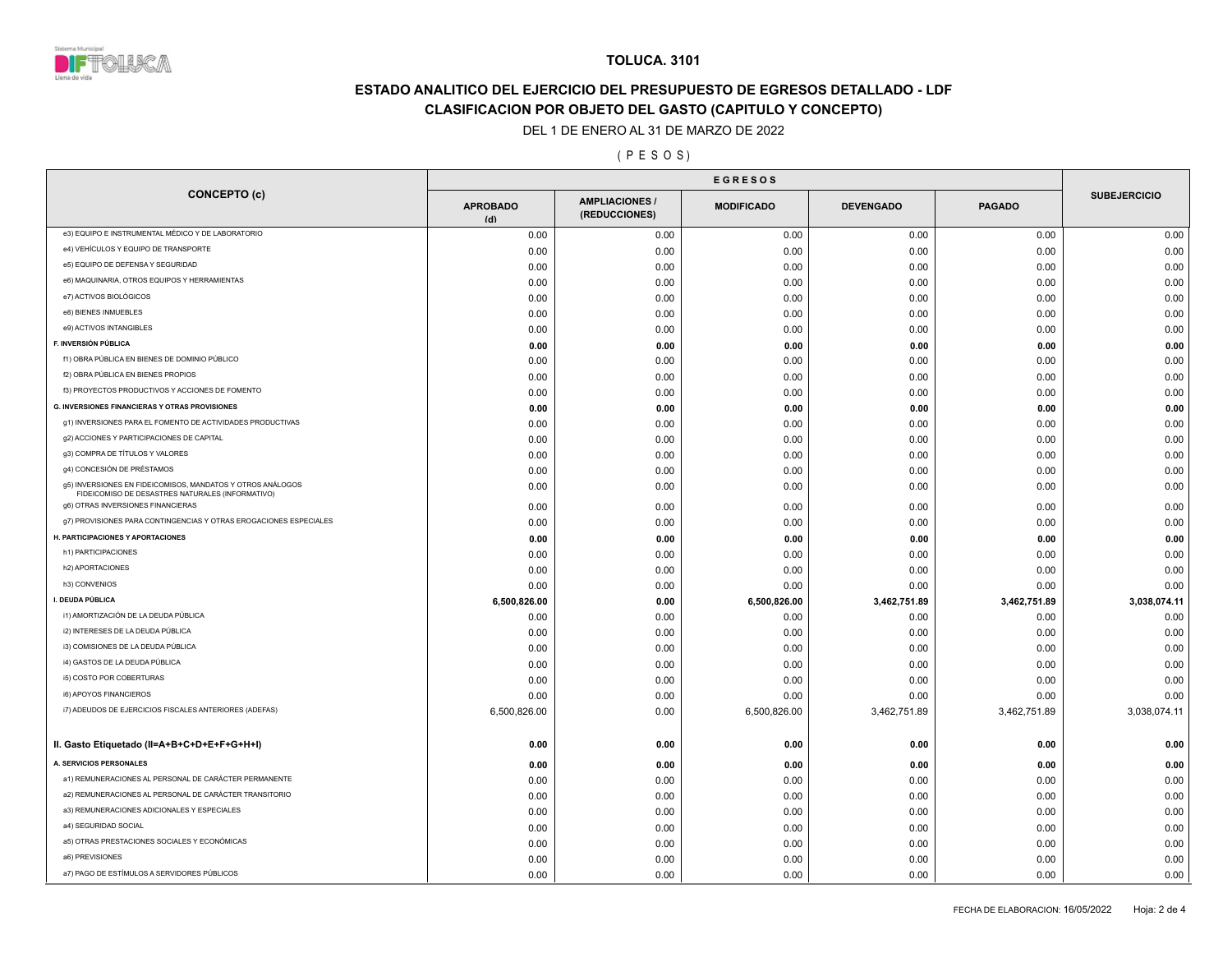# TOLUCA. 3101

## ESTADO ANALITICO DEL EJERCICIO DEL PRESUPUESTO DE EGRESOS DETALLADO - LDF

## CLASIFICACION POR OBJETO DEL GASTO (CAPITULO Y CONCEPTO)

DEL 1 DE ENERO AL 31 DE MARZO DE 2022

( P E S O S )

| CONCEPTO (c) | EGRESOS | | | | | SUBEJERCICIO |
|---|---|---|---|---|---|---|
| | APROBADO (d) | AMPLIACIONES / (REDUCCIONES) | MODIFICADO | DEVENGADO | PAGADO | |
| e3) EQUIPO E INSTRUMENTAL MÉDICO Y DE LABORATORIO | 0.00 | 0.00 | 0.00 | 0.00 | 0.00 | 0.00 |
| e4) VEHÍCULOS Y EQUIPO DE TRANSPORTE | 0.00 | 0.00 | 0.00 | 0.00 | 0.00 | 0.00 |
| e5) EQUIPO DE DEFENSA Y SEGURIDAD | 0.00 | 0.00 | 0.00 | 0.00 | 0.00 | 0.00 |
| e6) MAQUINARIA, OTROS EQUIPOS Y HERRAMIENTAS | 0.00 | 0.00 | 0.00 | 0.00 | 0.00 | 0.00 |
| e7) ACTIVOS BIOLÓGICOS | 0.00 | 0.00 | 0.00 | 0.00 | 0.00 | 0.00 |
| e8) BIENES INMUEBLES | 0.00 | 0.00 | 0.00 | 0.00 | 0.00 | 0.00 |
| e9) ACTIVOS INTANGIBLES | 0.00 | 0.00 | 0.00 | 0.00 | 0.00 | 0.00 |
| **F. INVERSIÓN PÚBLICA** | **0.00** | **0.00** | **0.00** | **0.00** | **0.00** | **0.00** |
| f1) OBRA PÚBLICA EN BIENES DE DOMINIO PÚBLICO | 0.00 | 0.00 | 0.00 | 0.00 | 0.00 | 0.00 |
| f2) OBRA PÚBLICA EN BIENES PROPIOS | 0.00 | 0.00 | 0.00 | 0.00 | 0.00 | 0.00 |
| f3) PROYECTOS PRODUCTIVOS Y ACCIONES DE FOMENTO | 0.00 | 0.00 | 0.00 | 0.00 | 0.00 | 0.00 |
| **G. INVERSIONES FINANCIERAS Y OTRAS PROVISIONES** | **0.00** | **0.00** | **0.00** | **0.00** | **0.00** | **0.00** |
| g1) INVERSIONES PARA EL FOMENTO DE ACTIVIDADES PRODUCTIVAS | 0.00 | 0.00 | 0.00 | 0.00 | 0.00 | 0.00 |
| g2) ACCIONES Y PARTICIPACIONES DE CAPITAL | 0.00 | 0.00 | 0.00 | 0.00 | 0.00 | 0.00 |
| g3) COMPRA DE TÍTULOS Y VALORES | 0.00 | 0.00 | 0.00 | 0.00 | 0.00 | 0.00 |
| g4) CONCESIÓN DE PRÉSTAMOS | 0.00 | 0.00 | 0.00 | 0.00 | 0.00 | 0.00 |
| g5) INVERSIONES EN FIDEICOMISOS, MANDATOS Y OTROS ANÁLOGOS FIDEICOMISO DE DESASTRES NATURALES (INFORMATIVO) | 0.00 | 0.00 | 0.00 | 0.00 | 0.00 | 0.00 |
| g6) OTRAS INVERSIONES FINANCIERAS | 0.00 | 0.00 | 0.00 | 0.00 | 0.00 | 0.00 |
| g7) PROVISIONES PARA CONTINGENCIAS Y OTRAS EROGACIONES ESPECIALES | 0.00 | 0.00 | 0.00 | 0.00 | 0.00 | 0.00 |
| **H. PARTICIPACIONES Y APORTACIONES** | **0.00** | **0.00** | **0.00** | **0.00** | **0.00** | **0.00** |
| h1) PARTICIPACIONES | 0.00 | 0.00 | 0.00 | 0.00 | 0.00 | 0.00 |
| h2) APORTACIONES | 0.00 | 0.00 | 0.00 | 0.00 | 0.00 | 0.00 |
| h3) CONVENIOS | 0.00 | 0.00 | 0.00 | 0.00 | 0.00 | 0.00 |
| **I. DEUDA PÚBLICA** | **6,500,826.00** | **0.00** | **6,500,826.00** | **3,462,751.89** | **3,462,751.89** | **3,038,074.11** |
| i1) AMORTIZACIÓN DE LA DEUDA PÚBLICA | 0.00 | 0.00 | 0.00 | 0.00 | 0.00 | 0.00 |
| i2) INTERESES DE LA DEUDA PÚBLICA | 0.00 | 0.00 | 0.00 | 0.00 | 0.00 | 0.00 |
| i3) COMISIONES DE LA DEUDA PÚBLICA | 0.00 | 0.00 | 0.00 | 0.00 | 0.00 | 0.00 |
| i4) GASTOS DE LA DEUDA PÚBLICA | 0.00 | 0.00 | 0.00 | 0.00 | 0.00 | 0.00 |
| i5) COSTO POR COBERTURAS | 0.00 | 0.00 | 0.00 | 0.00 | 0.00 | 0.00 |
| i6) APOYOS FINANCIEROS | 0.00 | 0.00 | 0.00 | 0.00 | 0.00 | 0.00 |
| i7) ADEUDOS DE EJERCICIOS FISCALES ANTERIORES (ADEFAS) | 6,500,826.00 | 0.00 | 6,500,826.00 | 3,462,751.89 | 3,462,751.89 | 3,038,074.11 |
| **II. Gasto Etiquetado (II=A+B+C+D+E+F+G+H+I)** | **0.00** | **0.00** | **0.00** | **0.00** | **0.00** | **0.00** |
| **A. SERVICIOS PERSONALES** | **0.00** | **0.00** | **0.00** | **0.00** | **0.00** | **0.00** |
| a1) REMUNERACIONES AL PERSONAL DE CARÁCTER PERMANENTE | 0.00 | 0.00 | 0.00 | 0.00 | 0.00 | 0.00 |
| a2) REMUNERACIONES AL PERSONAL DE CARÁCTER TRANSITORIO | 0.00 | 0.00 | 0.00 | 0.00 | 0.00 | 0.00 |
| a3) REMUNERACIONES ADICIONALES Y ESPECIALES | 0.00 | 0.00 | 0.00 | 0.00 | 0.00 | 0.00 |
| a4) SEGURIDAD SOCIAL | 0.00 | 0.00 | 0.00 | 0.00 | 0.00 | 0.00 |
| a5) OTRAS PRESTACIONES SOCIALES Y ECONÓMICAS | 0.00 | 0.00 | 0.00 | 0.00 | 0.00 | 0.00 |
| a6) PREVISIONES | 0.00 | 0.00 | 0.00 | 0.00 | 0.00 | 0.00 |
| a7) PAGO DE ESTÍMULOS A SERVIDORES PÚBLICOS | 0.00 | 0.00 | 0.00 | 0.00 | 0.00 | 0.00 |

FECHA DE ELABORACION: 16/05/2022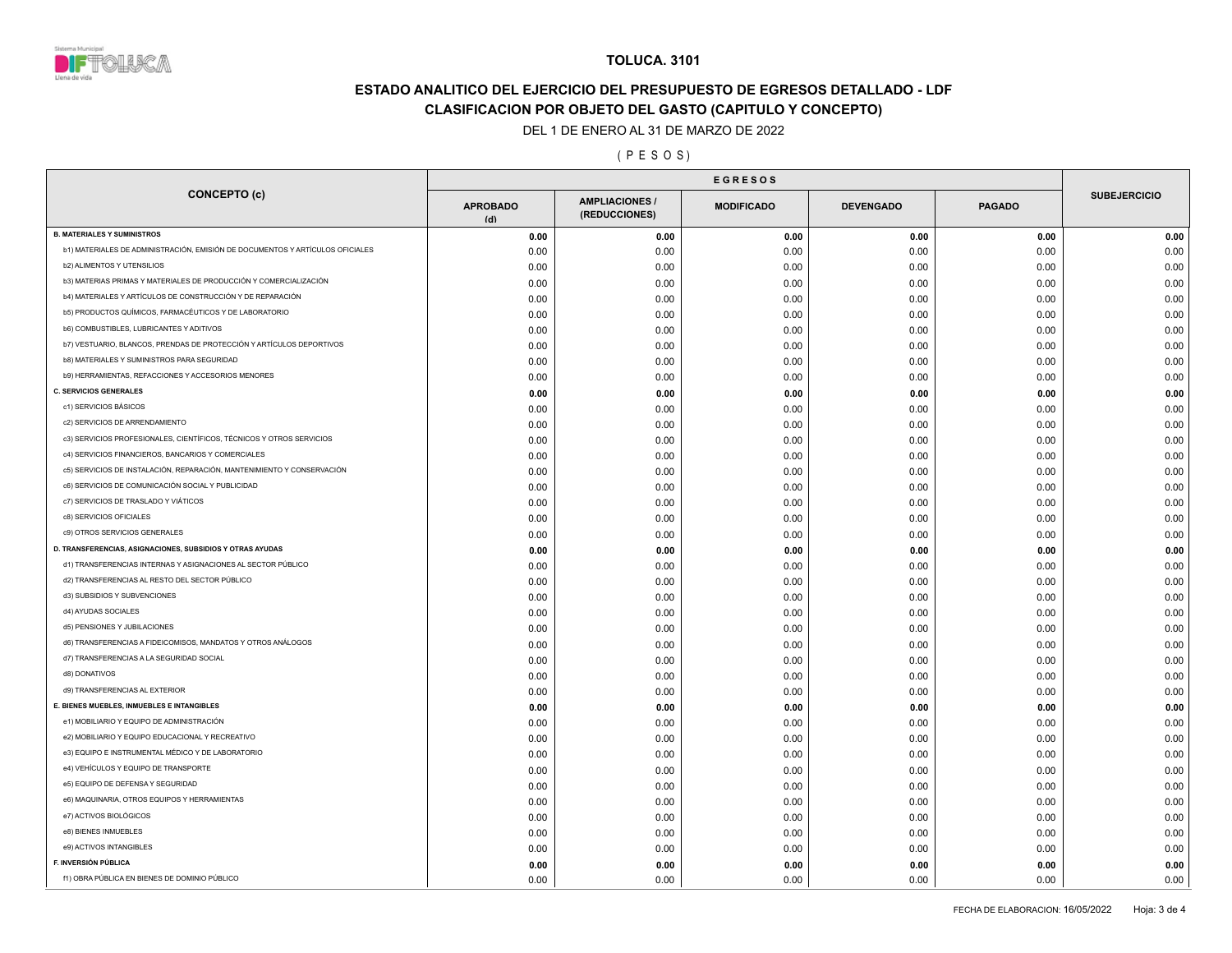**TOLUCA. 3101**

## ESTADO ANALITICO DEL EJERCICIO DEL PRESUPUESTO DE EGRESOS DETALLADO - LDF

## CLASIFICACION POR OBJETO DEL GASTO (CAPITULO Y CONCEPTO)

DEL 1 DE ENERO AL 31 DE MARZO DE 2022

( P E S O S )

| CONCEPTO (c) | EGRESOS | | | | | SUBEJERCICIO |
|---|---|---|---|---|---|---|
| | APROBADO (d) | AMPLIACIONES / (REDUCCIONES) | MODIFICADO | DEVENGADO | PAGADO | |
| **B. MATERIALES Y SUMINISTROS** | **0.00** | **0.00** | **0.00** | **0.00** | **0.00** | **0.00** |
| b1) MATERIALES DE ADMINISTRACIÓN, EMISIÓN DE DOCUMENTOS Y ARTÍCULOS OFICIALES | 0.00 | 0.00 | 0.00 | 0.00 | 0.00 | 0.00 |
| b2) ALIMENTOS Y UTENSILIOS | 0.00 | 0.00 | 0.00 | 0.00 | 0.00 | 0.00 |
| b3) MATERIAS PRIMAS Y MATERIALES DE PRODUCCIÓN Y COMERCIALIZACIÓN | 0.00 | 0.00 | 0.00 | 0.00 | 0.00 | 0.00 |
| b4) MATERIALES Y ARTÍCULOS DE CONSTRUCCIÓN Y DE REPARACIÓN | 0.00 | 0.00 | 0.00 | 0.00 | 0.00 | 0.00 |
| b5) PRODUCTOS QUÍMICOS, FARMACÉUTICOS Y DE LABORATORIO | 0.00 | 0.00 | 0.00 | 0.00 | 0.00 | 0.00 |
| b6) COMBUSTIBLES, LUBRICANTES Y ADITIVOS | 0.00 | 0.00 | 0.00 | 0.00 | 0.00 | 0.00 |
| b7) VESTUARIO, BLANCOS, PRENDAS DE PROTECCIÓN Y ARTÍCULOS DEPORTIVOS | 0.00 | 0.00 | 0.00 | 0.00 | 0.00 | 0.00 |
| b8) MATERIALES Y SUMINISTROS PARA SEGURIDAD | 0.00 | 0.00 | 0.00 | 0.00 | 0.00 | 0.00 |
| b9) HERRAMIENTAS, REFACCIONES Y ACCESORIOS MENORES | 0.00 | 0.00 | 0.00 | 0.00 | 0.00 | 0.00 |
| **C. SERVICIOS GENERALES** | **0.00** | **0.00** | **0.00** | **0.00** | **0.00** | **0.00** |
| c1) SERVICIOS BÁSICOS | 0.00 | 0.00 | 0.00 | 0.00 | 0.00 | 0.00 |
| c2) SERVICIOS DE ARRENDAMIENTO | 0.00 | 0.00 | 0.00 | 0.00 | 0.00 | 0.00 |
| c3) SERVICIOS PROFESIONALES, CIENTÍFICOS, TÉCNICOS Y OTROS SERVICIOS | 0.00 | 0.00 | 0.00 | 0.00 | 0.00 | 0.00 |
| c4) SERVICIOS FINANCIEROS, BANCARIOS Y COMERCIALES | 0.00 | 0.00 | 0.00 | 0.00 | 0.00 | 0.00 |
| c5) SERVICIOS DE INSTALACIÓN, REPARACIÓN, MANTENIMIENTO Y CONSERVACIÓN | 0.00 | 0.00 | 0.00 | 0.00 | 0.00 | 0.00 |
| c6) SERVICIOS DE COMUNICACIÓN SOCIAL Y PUBLICIDAD | 0.00 | 0.00 | 0.00 | 0.00 | 0.00 | 0.00 |
| c7) SERVICIOS DE TRASLADO Y VIÁTICOS | 0.00 | 0.00 | 0.00 | 0.00 | 0.00 | 0.00 |
| c8) SERVICIOS OFICIALES | 0.00 | 0.00 | 0.00 | 0.00 | 0.00 | 0.00 |
| c9) OTROS SERVICIOS GENERALES | 0.00 | 0.00 | 0.00 | 0.00 | 0.00 | 0.00 |
| **D. TRANSFERENCIAS, ASIGNACIONES, SUBSIDIOS Y OTRAS AYUDAS** | **0.00** | **0.00** | **0.00** | **0.00** | **0.00** | **0.00** |
| d1) TRANSFERENCIAS INTERNAS Y ASIGNACIONES AL SECTOR PÚBLICO | 0.00 | 0.00 | 0.00 | 0.00 | 0.00 | 0.00 |
| d2) TRANSFERENCIAS AL RESTO DEL SECTOR PÚBLICO | 0.00 | 0.00 | 0.00 | 0.00 | 0.00 | 0.00 |
| d3) SUBSIDIOS Y SUBVENCIONES | 0.00 | 0.00 | 0.00 | 0.00 | 0.00 | 0.00 |
| d4) AYUDAS SOCIALES | 0.00 | 0.00 | 0.00 | 0.00 | 0.00 | 0.00 |
| d5) PENSIONES Y JUBILACIONES | 0.00 | 0.00 | 0.00 | 0.00 | 0.00 | 0.00 |
| d6) TRANSFERENCIAS A FIDEICOMISOS, MANDATOS Y OTROS ANÁLOGOS | 0.00 | 0.00 | 0.00 | 0.00 | 0.00 | 0.00 |
| d7) TRANSFERENCIAS A LA SEGURIDAD SOCIAL | 0.00 | 0.00 | 0.00 | 0.00 | 0.00 | 0.00 |
| d8) DONATIVOS | 0.00 | 0.00 | 0.00 | 0.00 | 0.00 | 0.00 |
| d9) TRANSFERENCIAS AL EXTERIOR | 0.00 | 0.00 | 0.00 | 0.00 | 0.00 | 0.00 |
| **E. BIENES MUEBLES, INMUEBLES E INTANGIBLES** | **0.00** | **0.00** | **0.00** | **0.00** | **0.00** | **0.00** |
| e1) MOBILIARIO Y EQUIPO DE ADMINISTRACIÓN | 0.00 | 0.00 | 0.00 | 0.00 | 0.00 | 0.00 |
| e2) MOBILIARIO Y EQUIPO EDUCACIONAL Y RECREATIVO | 0.00 | 0.00 | 0.00 | 0.00 | 0.00 | 0.00 |
| e3) EQUIPO E INSTRUMENTAL MÉDICO Y DE LABORATORIO | 0.00 | 0.00 | 0.00 | 0.00 | 0.00 | 0.00 |
| e4) VEHÍCULOS Y EQUIPO DE TRANSPORTE | 0.00 | 0.00 | 0.00 | 0.00 | 0.00 | 0.00 |
| e5) EQUIPO DE DEFENSA Y SEGURIDAD | 0.00 | 0.00 | 0.00 | 0.00 | 0.00 | 0.00 |
| e6) MAQUINARIA, OTROS EQUIPOS Y HERRAMIENTAS | 0.00 | 0.00 | 0.00 | 0.00 | 0.00 | 0.00 |
| e7) ACTIVOS BIOLÓGICOS | 0.00 | 0.00 | 0.00 | 0.00 | 0.00 | 0.00 |
| e8) BIENES INMUEBLES | 0.00 | 0.00 | 0.00 | 0.00 | 0.00 | 0.00 |
| e9) ACTIVOS INTANGIBLES | 0.00 | 0.00 | 0.00 | 0.00 | 0.00 | 0.00 |
| **F. INVERSIÓN PÚBLICA** | **0.00** | **0.00** | **0.00** | **0.00** | **0.00** | **0.00** |
| f1) OBRA PÚBLICA EN BIENES DE DOMINIO PÚBLICO | 0.00 | 0.00 | 0.00 | 0.00 | 0.00 | 0.00 |

FECHA DE ELABORACION: 16/05/2022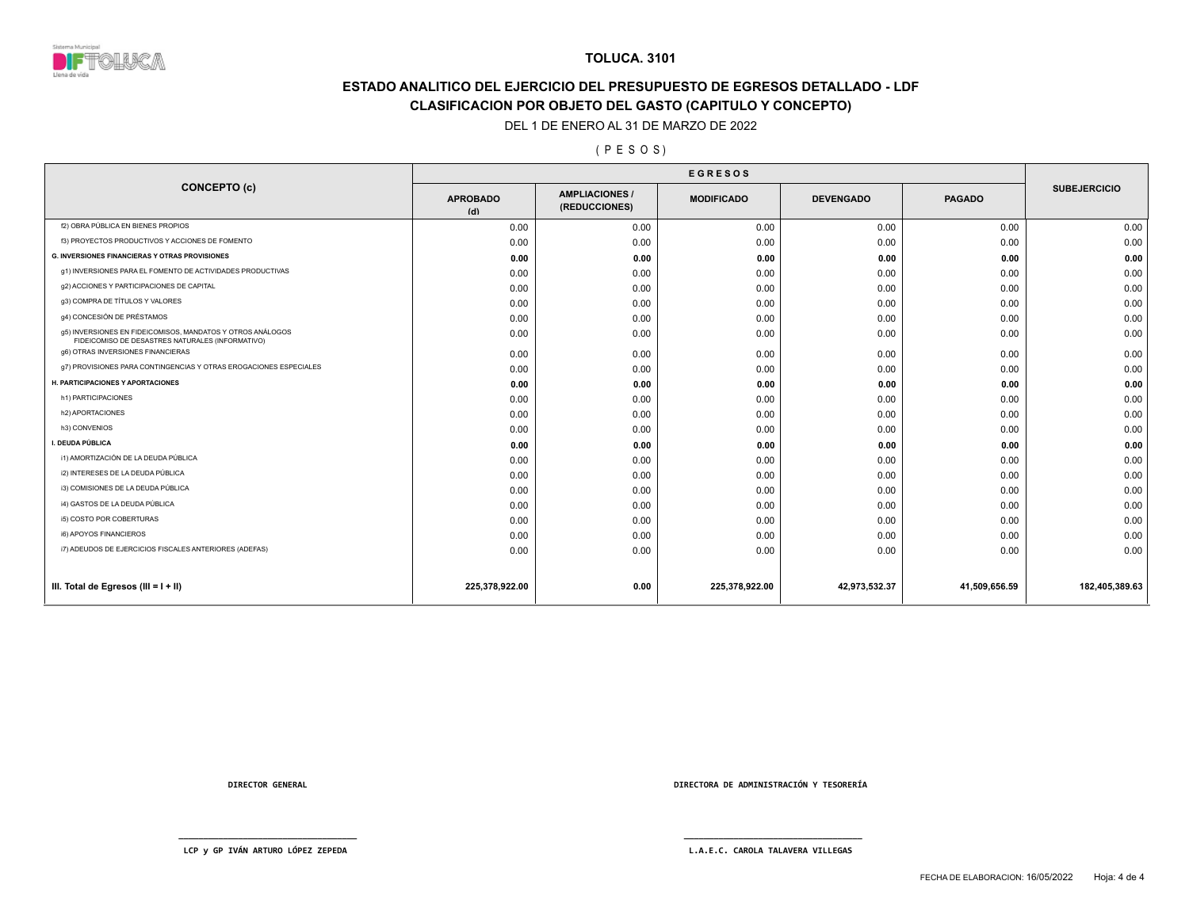## TOLUCA. 3101

## ESTADO ANALITICO DEL EJERCICIO DEL PRESUPUESTO DE EGRESOS DETALLADO - LDF

## CLASIFICACION POR OBJETO DEL GASTO (CAPITULO Y CONCEPTO)

DEL 1 DE ENERO AL 31 DE MARZO DE 2022

( P E S O S )

| CONCEPTO (c) | EGRESOS | | | | | SUBEJERCICIO |
|---|---|---|---|---|---|---|
| | APROBADO (d) | AMPLIACIONES / (REDUCCIONES) | MODIFICADO | DEVENGADO | PAGADO | |
| f2) OBRA PÚBLICA EN BIENES PROPIOS | 0.00 | 0.00 | 0.00 | 0.00 | 0.00 | 0.00 |
| f3) PROYECTOS PRODUCTIVOS Y ACCIONES DE FOMENTO | 0.00 | 0.00 | 0.00 | 0.00 | 0.00 | 0.00 |
| **G. INVERSIONES FINANCIERAS Y OTRAS PROVISIONES** | **0.00** | **0.00** | **0.00** | **0.00** | **0.00** | **0.00** |
| g1) INVERSIONES PARA EL FOMENTO DE ACTIVIDADES PRODUCTIVAS | 0.00 | 0.00 | 0.00 | 0.00 | 0.00 | 0.00 |
| g2) ACCIONES Y PARTICIPACIONES DE CAPITAL | 0.00 | 0.00 | 0.00 | 0.00 | 0.00 | 0.00 |
| g3) COMPRA DE TÍTULOS Y VALORES | 0.00 | 0.00 | 0.00 | 0.00 | 0.00 | 0.00 |
| g4) CONCESIÓN DE PRÉSTAMOS | 0.00 | 0.00 | 0.00 | 0.00 | 0.00 | 0.00 |
| g5) INVERSIONES EN FIDEICOMISOS, MANDATOS Y OTROS ANÁLOGOS FIDEICOMISO DE DESASTRES NATURALES (INFORMATIVO) | 0.00 | 0.00 | 0.00 | 0.00 | 0.00 | 0.00 |
| g6) OTRAS INVERSIONES FINANCIERAS | 0.00 | 0.00 | 0.00 | 0.00 | 0.00 | 0.00 |
| g7) PROVISIONES PARA CONTINGENCIAS Y OTRAS EROGACIONES ESPECIALES | 0.00 | 0.00 | 0.00 | 0.00 | 0.00 | 0.00 |
| **H. PARTICIPACIONES Y APORTACIONES** | **0.00** | **0.00** | **0.00** | **0.00** | **0.00** | **0.00** |
| h1) PARTICIPACIONES | 0.00 | 0.00 | 0.00 | 0.00 | 0.00 | 0.00 |
| h2) APORTACIONES | 0.00 | 0.00 | 0.00 | 0.00 | 0.00 | 0.00 |
| h3) CONVENIOS | 0.00 | 0.00 | 0.00 | 0.00 | 0.00 | 0.00 |
| **I. DEUDA PÚBLICA** | **0.00** | **0.00** | **0.00** | **0.00** | **0.00** | **0.00** |
| i1) AMORTIZACIÓN DE LA DEUDA PÚBLICA | 0.00 | 0.00 | 0.00 | 0.00 | 0.00 | 0.00 |
| i2) INTERESES DE LA DEUDA PÚBLICA | 0.00 | 0.00 | 0.00 | 0.00 | 0.00 | 0.00 |
| i3) COMISIONES DE LA DEUDA PÚBLICA | 0.00 | 0.00 | 0.00 | 0.00 | 0.00 | 0.00 |
| i4) GASTOS DE LA DEUDA PÚBLICA | 0.00 | 0.00 | 0.00 | 0.00 | 0.00 | 0.00 |
| i5) COSTO POR COBERTURAS | 0.00 | 0.00 | 0.00 | 0.00 | 0.00 | 0.00 |
| i6) APOYOS FINANCIEROS | 0.00 | 0.00 | 0.00 | 0.00 | 0.00 | 0.00 |
| i7) ADEUDOS DE EJERCICIOS FISCALES ANTERIORES (ADEFAS) | 0.00 | 0.00 | 0.00 | 0.00 | 0.00 | 0.00 |
| **III. Total de Egresos (III = I + II)** | **225,378,922.00** | **0.00** | **225,378,922.00** | **42,973,532.37** | **41,509,656.59** | **182,405,389.63** |

**DIRECTOR GENERAL**

**LCP y GP IVÁN ARTURO LÓPEZ ZEPEDA**

**DIRECTORA DE ADMINISTRACIÓN Y TESORERÍA**

**L.A.E.C. CAROLA TALAVERA VILLEGAS**

FECHA DE ELABORACION: 16/05/2022